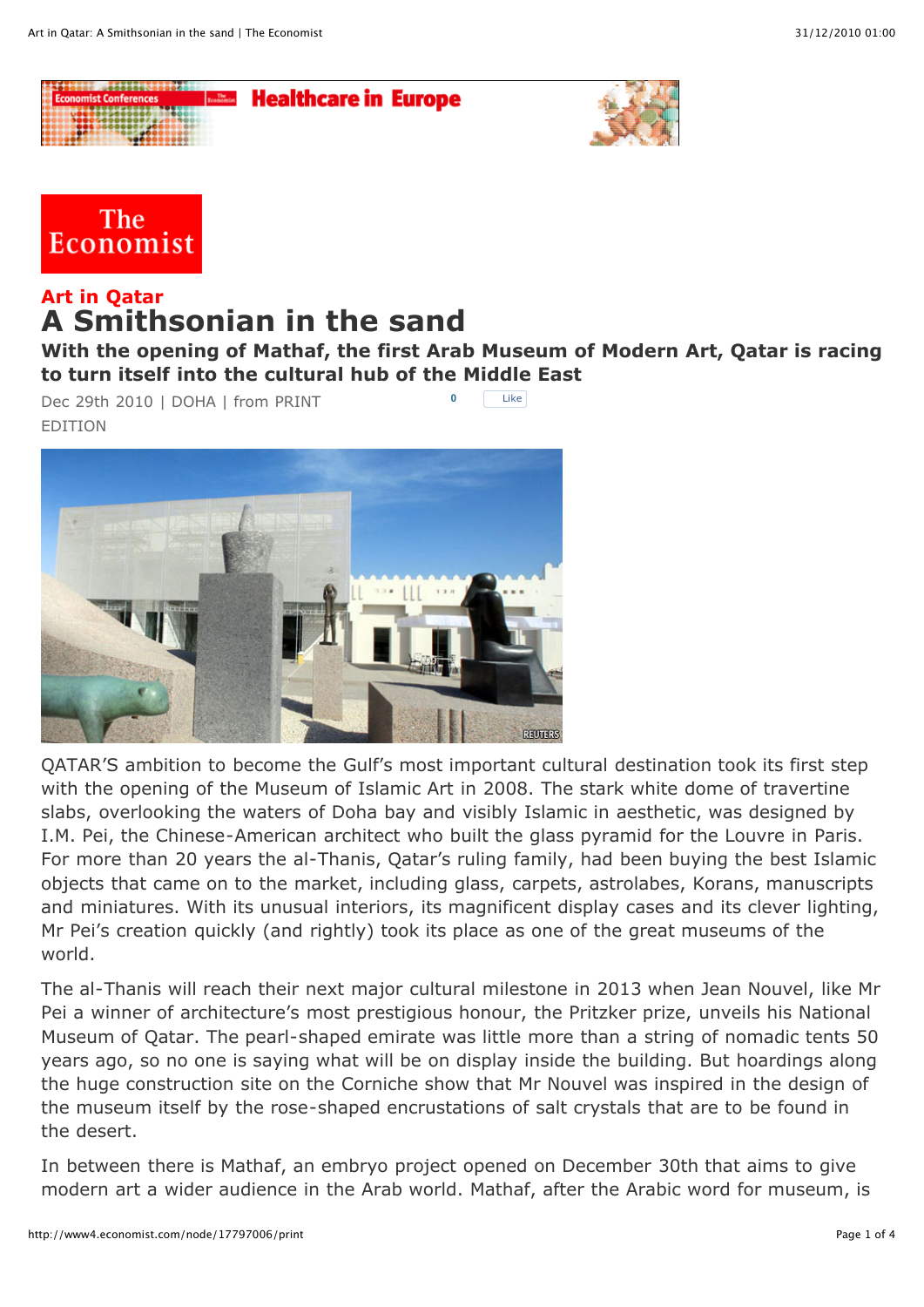# Art in Qatar

## A Smithsonian in the sand

**With the opening of Mathaf, the first Arab Museum of Modern Art, Qatar is racing to turn itself into the cultural hub of the Middle East**

Dec 29th 2010 | DOHA | from PRINT EDITION

QATAR'S ambition to become the Gulf's most important cultural destination took its first step with the opening of the Museum of Islamic Art in 2008. The stark white dome of travertine slabs, overlooking the waters of Doha bay and visibly Islamic in aesthetic, was designed by I.M. Pei, the Chinese-American architect who built the glass pyramid for the Louvre in Paris. For more than 20 years the al-Thanis, Qatar's ruling family, had been buying the best Islamic objects that came on to the market, including glass, carpets, astrolabes, Korans, manuscripts and miniatures. With its unusual interiors, its magnificent display cases and its clever lighting, Mr Pei's creation quickly (and rightly) took its place as one of the great museums of the world.

The al-Thanis will reach their next major cultural milestone in 2013 when Jean Nouvel, like Mr Pei a winner of architecture's most prestigious honour, the Pritzker prize, unveils his National Museum of Qatar. The pearl-shaped emirate was little more than a string of nomadic tents 50 years ago, so no one is saying what will be on display inside the building. But hoardings along the huge construction site on the Corniche show that Mr Nouvel was inspired in the design of the museum itself by the rose-shaped encrustations of salt crystals that are to be found in the desert.

In between there is Mathaf, an embryo project opened on December 30th that aims to give modern art a wider audience in the Arab world. Mathaf, after the Arabic word for museum, is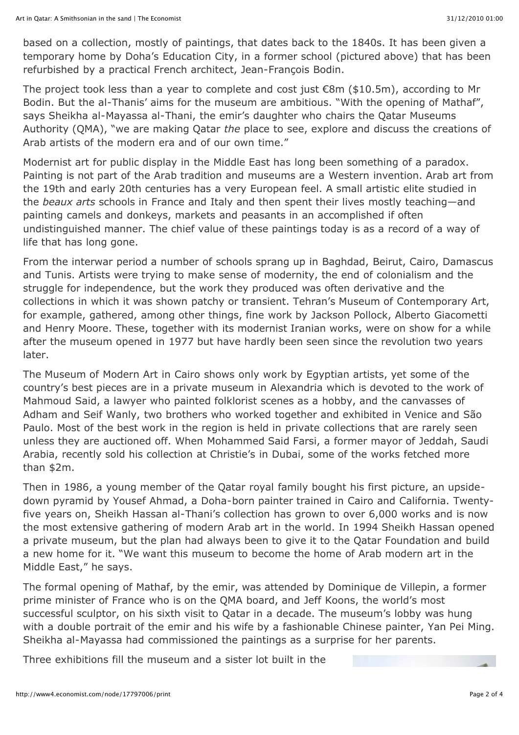based on a collection, mostly of paintings, that dates back to the 1840s. It has been given a temporary home by Doha's Education City, in a former school (pictured above) that has been refurbished by a practical French architect, Jean-François Bodin.

The project took less than a year to complete and cost just €8m ($10.5m), according to Mr Bodin. But the al-Thanis' aims for the museum are ambitious. "With the opening of Mathaf", says Sheikha al-Mayassa al-Thani, the emir's daughter who chairs the Qatar Museums Authority (QMA), "we are making Qatar *the* place to see, explore and discuss the creations of Arab artists of the modern era and of our own time."

Modernist art for public display in the Middle East has long been something of a paradox. Painting is not part of the Arab tradition and museums are a Western invention. Arab art from the 19th and early 20th centuries has a very European feel. A small artistic elite studied in the *beaux arts* schools in France and Italy and then spent their lives mostly teaching—and painting camels and donkeys, markets and peasants in an accomplished if often undistinguished manner. The chief value of these paintings today is as a record of a way of life that has long gone.

From the interwar period a number of schools sprang up in Baghdad, Beirut, Cairo, Damascus and Tunis. Artists were trying to make sense of modernity, the end of colonialism and the struggle for independence, but the work they produced was often derivative and the collections in which it was shown patchy or transient. Tehran's Museum of Contemporary Art, for example, gathered, among other things, fine work by Jackson Pollock, Alberto Giacometti and Henry Moore. These, together with its modernist Iranian works, were on show for a while after the museum opened in 1977 but have hardly been seen since the revolution two years later.

The Museum of Modern Art in Cairo shows only work by Egyptian artists, yet some of the country's best pieces are in a private museum in Alexandria which is devoted to the work of Mahmoud Said, a lawyer who painted folklorist scenes as a hobby, and the canvasses of Adham and Seif Wanly, two brothers who worked together and exhibited in Venice and São Paulo. Most of the best work in the region is held in private collections that are rarely seen unless they are auctioned off. When Mohammed Said Farsi, a former mayor of Jeddah, Saudi Arabia, recently sold his collection at Christie's in Dubai, some of the works fetched more than $2m.

Then in 1986, a young member of the Qatar royal family bought his first picture, an upside-down pyramid by Yousef Ahmad, a Doha-born painter trained in Cairo and California. Twenty-five years on, Sheikh Hassan al-Thani's collection has grown to over 6,000 works and is now the most extensive gathering of modern Arab art in the world. In 1994 Sheikh Hassan opened a private museum, but the plan had always been to give it to the Qatar Foundation and build a new home for it. "We want this museum to become the home of Arab modern art in the Middle East," he says.

The formal opening of Mathaf, by the emir, was attended by Dominique de Villepin, a former prime minister of France who is on the QMA board, and Jeff Koons, the world's most successful sculptor, on his sixth visit to Qatar in a decade. The museum's lobby was hung with a double portrait of the emir and his wife by a fashionable Chinese painter, Yan Pei Ming. Sheikha al-Mayassa had commissioned the paintings as a surprise for her parents.

Three exhibitions fill the museum and a sister lot built in the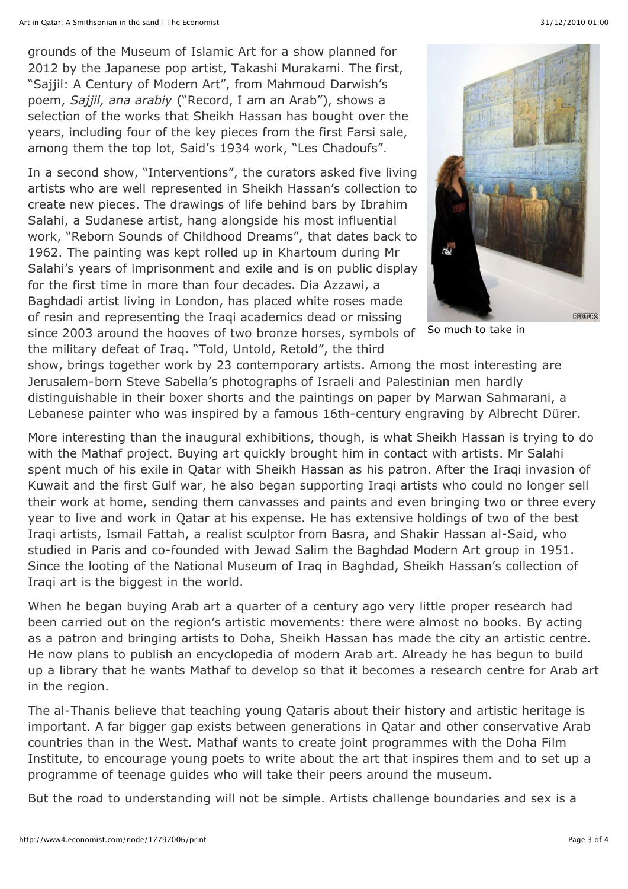grounds of the Museum of Islamic Art for a show planned for 2012 by the Japanese pop artist, Takashi Murakami. The first, "Sajjil: A Century of Modern Art", from Mahmoud Darwish's poem, *Sajjil, ana arabiy* ("Record, I am an Arab"), shows a selection of the works that Sheikh Hassan has bought over the years, including four of the key pieces from the first Farsi sale, among them the top lot, Said's 1934 work, "Les Chadoufs".

In a second show, "Interventions", the curators asked five living artists who are well represented in Sheikh Hassan's collection to create new pieces. The drawings of life behind bars by Ibrahim Salahi, a Sudanese artist, hang alongside his most influential work, "Reborn Sounds of Childhood Dreams", that dates back to 1962. The painting was kept rolled up in Khartoum during Mr Salahi's years of imprisonment and exile and is on public display for the first time in more than four decades. Dia Azzawi, a Baghdadi artist living in London, has placed white roses made of resin and representing the Iraqi academics dead or missing since 2003 around the hooves of two bronze horses, symbols of the military defeat of Iraq. "Told, Untold, Retold", the third show, brings together work by 23 contemporary artists. Among the most interesting are Jerusalem-born Steve Sabella's photographs of Israeli and Palestinian men hardly distinguishable in their boxer shorts and the paintings on paper by Marwan Sahmarani, a Lebanese painter who was inspired by a famous 16th-century engraving by Albrecht Dürer.

So much to take in

More interesting than the inaugural exhibitions, though, is what Sheikh Hassan is trying to do with the Mathaf project. Buying art quickly brought him in contact with artists. Mr Salahi spent much of his exile in Qatar with Sheikh Hassan as his patron. After the Iraqi invasion of Kuwait and the first Gulf war, he also began supporting Iraqi artists who could no longer sell their work at home, sending them canvasses and paints and even bringing two or three every year to live and work in Qatar at his expense. He has extensive holdings of two of the best Iraqi artists, Ismail Fattah, a realist sculptor from Basra, and Shakir Hassan al-Said, who studied in Paris and co-founded with Jewad Salim the Baghdad Modern Art group in 1951. Since the looting of the National Museum of Iraq in Baghdad, Sheikh Hassan's collection of Iraqi art is the biggest in the world.

When he began buying Arab art a quarter of a century ago very little proper research had been carried out on the region's artistic movements: there were almost no books. By acting as a patron and bringing artists to Doha, Sheikh Hassan has made the city an artistic centre. He now plans to publish an encyclopedia of modern Arab art. Already he has begun to build up a library that he wants Mathaf to develop so that it becomes a research centre for Arab art in the region.

The al-Thanis believe that teaching young Qataris about their history and artistic heritage is important. A far bigger gap exists between generations in Qatar and other conservative Arab countries than in the West. Mathaf wants to create joint programmes with the Doha Film Institute, to encourage young poets to write about the art that inspires them and to set up a programme of teenage guides who will take their peers around the museum.

But the road to understanding will not be simple. Artists challenge boundaries and sex is a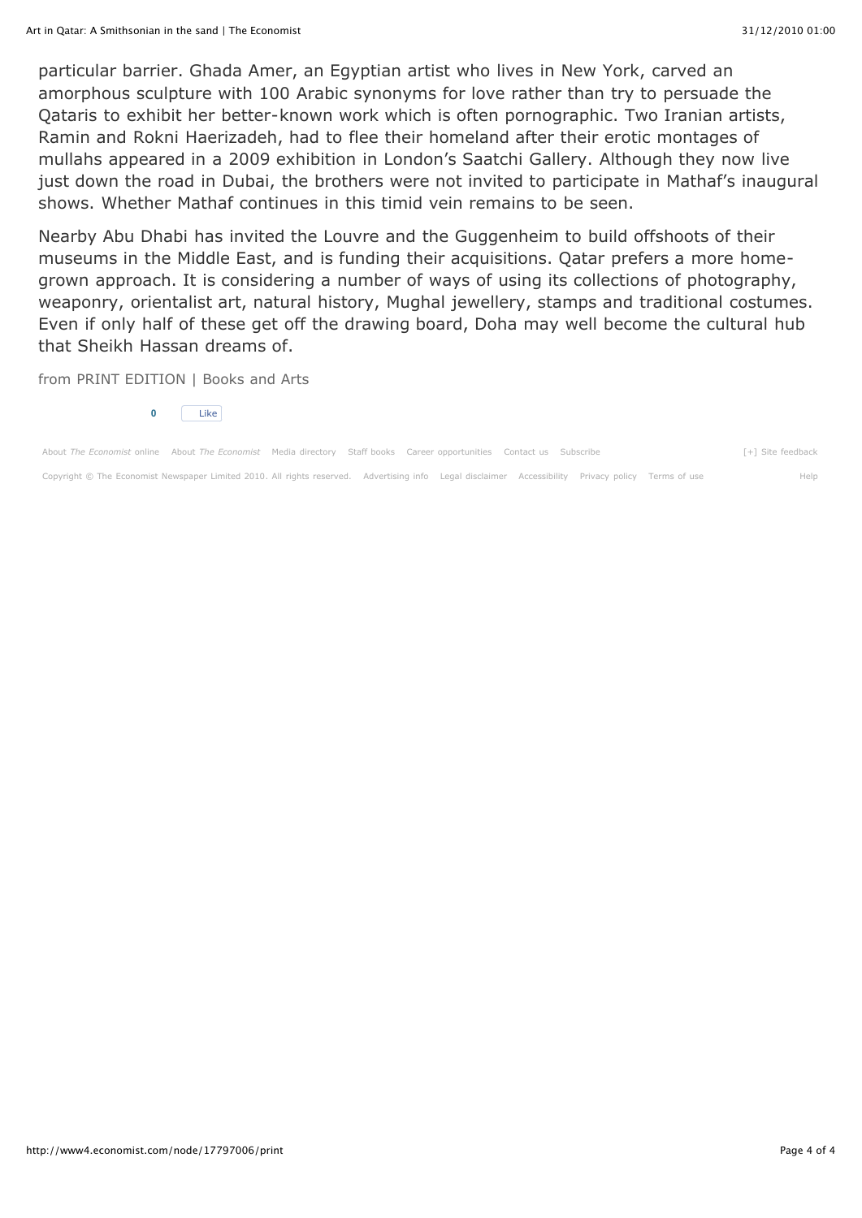particular barrier. Ghada Amer, an Egyptian artist who lives in New York, carved an amorphous sculpture with 100 Arabic synonyms for love rather than try to persuade the Qataris to exhibit her better-known work which is often pornographic. Two Iranian artists, Ramin and Rokni Haerizadeh, had to flee their homeland after their erotic montages of mullahs appeared in a 2009 exhibition in London's Saatchi Gallery. Although they now live just down the road in Dubai, the brothers were not invited to participate in Mathaf's inaugural shows. Whether Mathaf continues in this timid vein remains to be seen.

Nearby Abu Dhabi has invited the Louvre and the Guggenheim to build offshoots of their museums in the Middle East, and is funding their acquisitions. Qatar prefers a more home-grown approach. It is considering a number of ways of using its collections of photography, weaponry, orientalist art, natural history, Mughal jewellery, stamps and traditional costumes. Even if only half of these get off the drawing board, Doha may well become the cultural hub that Sheikh Hassan dreams of.

from PRINT EDITION | Books and Arts

0 Like

About *The Economist* online About *The Economist* Media directory Staff books Career opportunities Contact us Subscribe [+] Site feedback

Copyright © The Economist Newspaper Limited 2010. All rights reserved. Advertising info Legal disclaimer Accessibility Privacy policy Terms of use Help